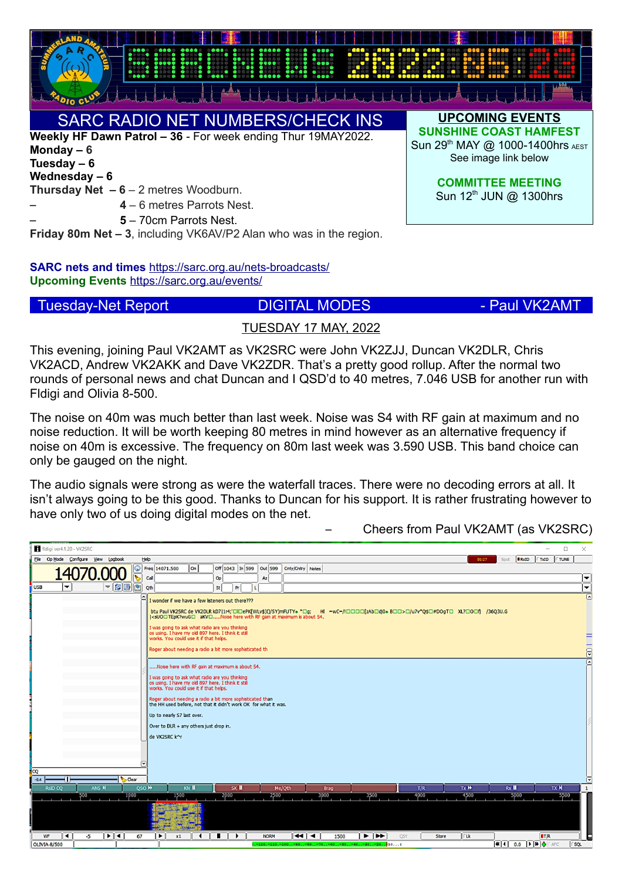# SARC NEWS 2022:05:23

## SARC RADIO NET NUMBERS/CHECK INS

**Weekly HF Dawn Patrol – 36** - For week ending Thur 19MAY2022.
**Monday – 6**
**Tuesday – 6**
**Wednesday – 6**
**Thursday Net – 6** – 2 metres Woodburn.
– **4** – 6 metres Parrots Nest.
– **5** – 70cm Parrots Nest.
**Friday 80m Net – 3**, including VK6AV/P2 Alan who was in the region.

**SARC nets and times** https://sarc.org.au/nets-broadcasts/
**Upcoming Events** https://sarc.org.au/events/

## UPCOMING EVENTS

**SUNSHINE COAST HAMFEST**
Sun 29th MAY @ 1000-1400hrs AEST
See image link below

**COMMITTEE MEETING**
Sun 12th JUN @ 1300hrs

## Tuesday-Net Report DIGITAL MODES - Paul VK2AMT

TUESDAY 17 MAY, 2022

This evening, joining Paul VK2AMT as VK2SRC were John VK2ZJJ, Duncan VK2DLR, Chris VK2ACD, Andrew VK2AKK and Dave VK2ZDR. That's a pretty good rollup. After the normal two rounds of personal news and chat Duncan and I QSD'd to 40 metres, 7.046 USB for another run with Fldigi and Olivia 8-500.

The noise on 40m was much better than last week. Noise was S4 with RF gain at maximum and no noise reduction. It will be worth keeping 80 metres in mind however as an alternative frequency if noise on 40m is excessive. The frequency on 80m last week was 3.590 USB. This band choice can only be gauged on the night.

The audio signals were strong as were the waterfall traces. There were no decoding errors at all. It isn't always going to be this good. Thanks to Duncan for his support. It is rather frustrating however to have only two of us doing digital modes on the net.

– Cheers from Paul VK2AMT (as VK2SRC)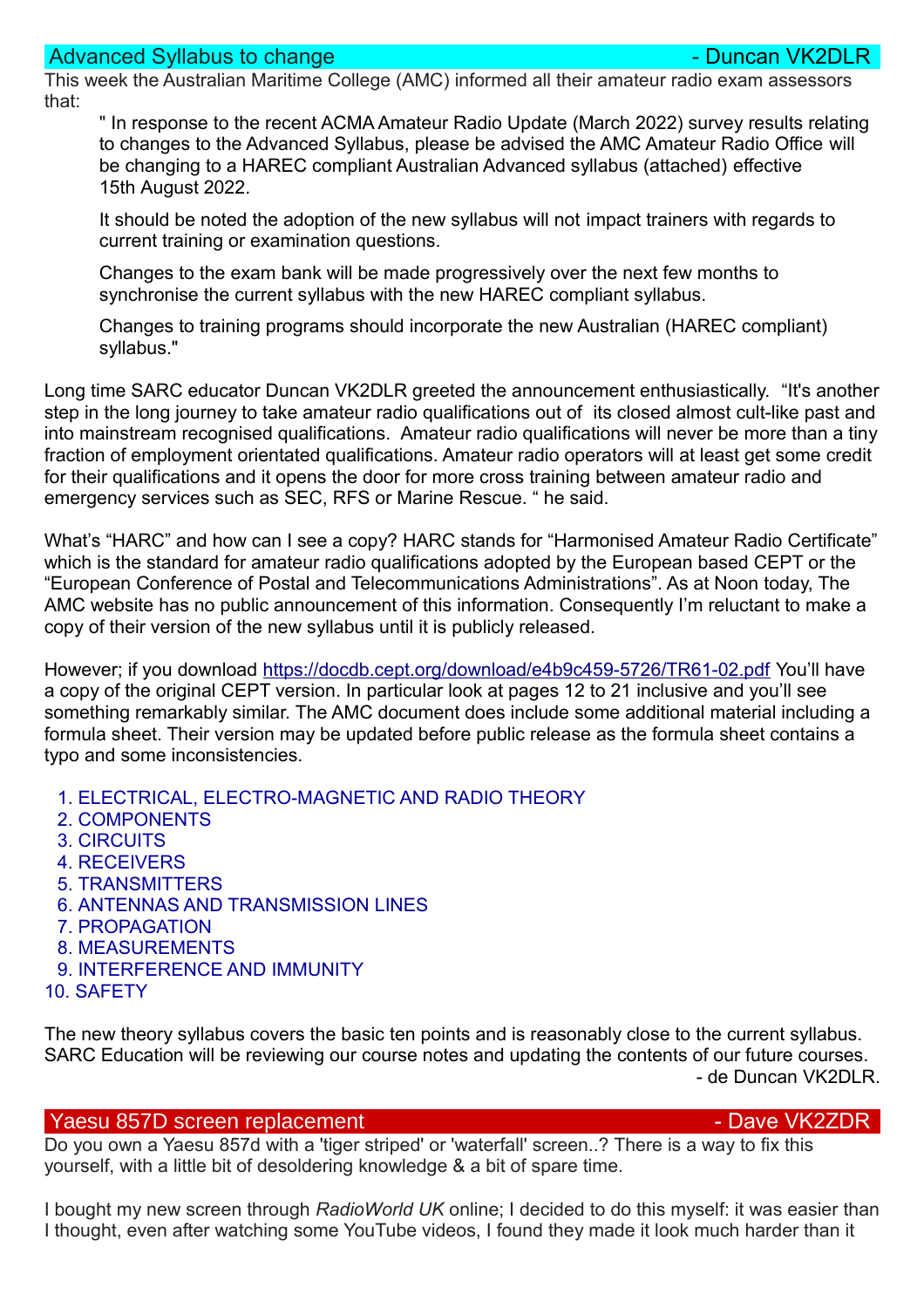## Advanced Syllabus to change - Duncan VK2DLR

This week the Australian Maritime College (AMC) informed all their amateur radio exam assessors that:

> " In response to the recent ACMA Amateur Radio Update (March 2022) survey results relating to changes to the Advanced Syllabus, please be advised the AMC Amateur Radio Office will be changing to a HAREC compliant Australian Advanced syllabus (attached) effective 15th August 2022.
>
> It should be noted the adoption of the new syllabus will not impact trainers with regards to current training or examination questions.
>
> Changes to the exam bank will be made progressively over the next few months to synchronise the current syllabus with the new HAREC compliant syllabus.
>
> Changes to training programs should incorporate the new Australian (HAREC compliant) syllabus."

Long time SARC educator Duncan VK2DLR greeted the announcement enthusiastically. "It's another step in the long journey to take amateur radio qualifications out of its closed almost cult-like past and into mainstream recognised qualifications. Amateur radio qualifications will never be more than a tiny fraction of employment orientated qualifications. Amateur radio operators will at least get some credit for their qualifications and it opens the door for more cross training between amateur radio and emergency services such as SEC, RFS or Marine Rescue. " he said.

What's "HARC" and how can I see a copy? HARC stands for "Harmonised Amateur Radio Certificate" which is the standard for amateur radio qualifications adopted by the European based CEPT or the "European Conference of Postal and Telecommunications Administrations". As at Noon today, The AMC website has no public announcement of this information. Consequently I'm reluctant to make a copy of their version of the new syllabus until it is publicly released.

However; if you download https://docdb.cept.org/download/e4b9c459-5726/TR61-02.pdf You'll have a copy of the original CEPT version. In particular look at pages 12 to 21 inclusive and you'll see something remarkably similar. The AMC document does include some additional material including a formula sheet. Their version may be updated before public release as the formula sheet contains a typo and some inconsistencies.

1. ELECTRICAL, ELECTRO-MAGNETIC AND RADIO THEORY
2. COMPONENTS
3. CIRCUITS
4. RECEIVERS
5. TRANSMITTERS
6. ANTENNAS AND TRANSMISSION LINES
7. PROPAGATION
8. MEASUREMENTS
9. INTERFERENCE AND IMMUNITY
10. SAFETY

The new theory syllabus covers the basic ten points and is reasonably close to the current syllabus. SARC Education will be reviewing our course notes and updating the contents of our future courses.

- de Duncan VK2DLR.

## Yaesu 857D screen replacement - Dave VK2ZDR

Do you own a Yaesu 857d with a 'tiger striped' or 'waterfall' screen..? There is a way to fix this yourself, with a little bit of desoldering knowledge & a bit of spare time.

I bought my new screen through *RadioWorld UK* online; I decided to do this myself: it was easier than I thought, even after watching some YouTube videos, I found they made it look much harder than it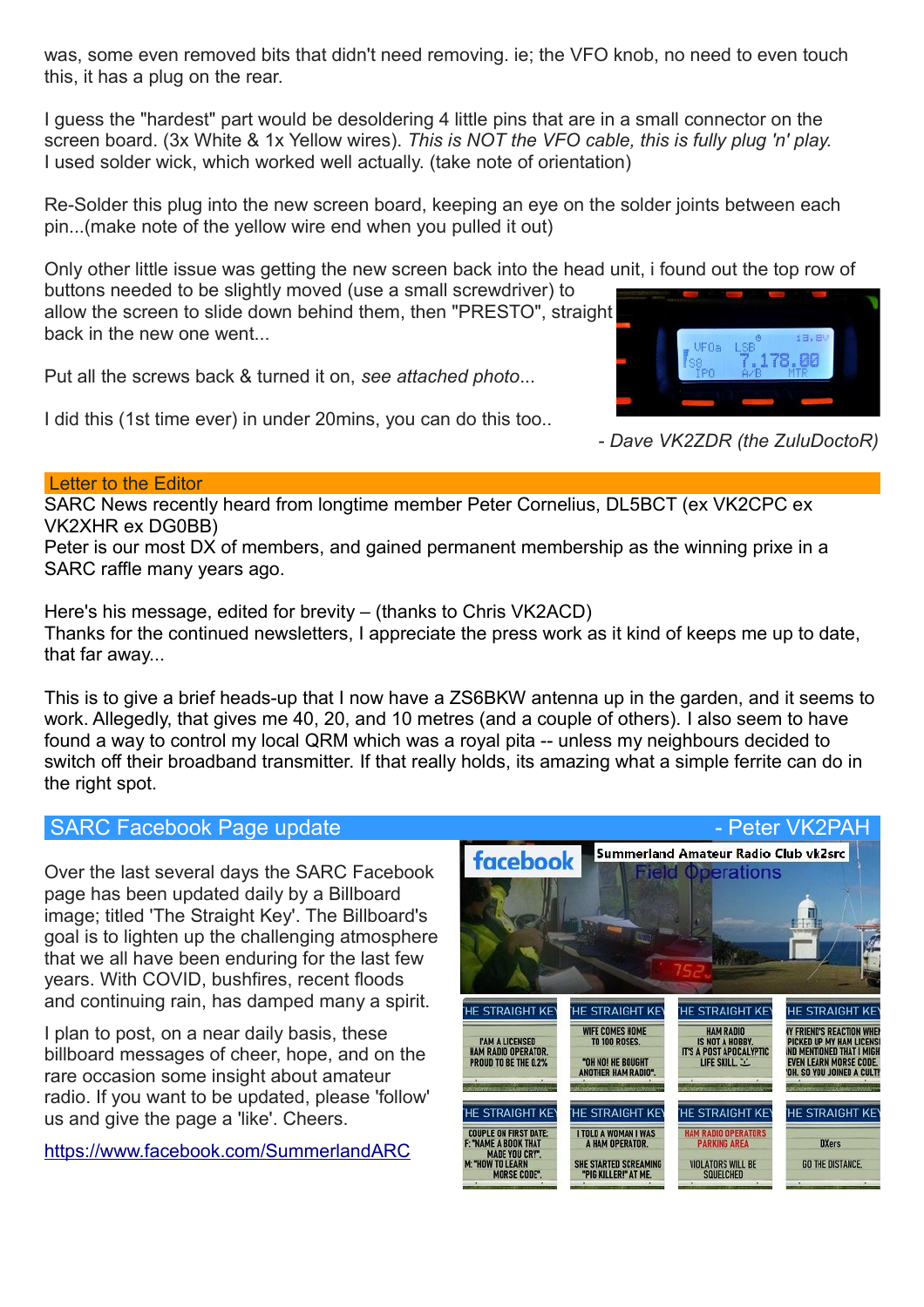was, some even removed bits that didn't need removing. ie; the VFO knob, no need to even touch this, it has a plug on the rear.

I guess the "hardest" part would be desoldering 4 little pins that are in a small connector on the screen board. (3x White & 1x Yellow wires). *This is NOT the VFO cable, this is fully plug 'n' play.* I used solder wick, which worked well actually. (take note of orientation)

Re-Solder this plug into the new screen board, keeping an eye on the solder joints between each pin...(make note of the yellow wire end when you pulled it out)

Only other little issue was getting the new screen back into the head unit, i found out the top row of buttons needed to be slightly moved (use a small screwdriver) to allow the screen to slide down behind them, then "PRESTO", straight back in the new one went...

Put all the screws back & turned it on, *see attached photo*...

I did this (1st time ever) in under 20mins, you can do this too..

*- Dave VK2ZDR (the ZuluDoctoR)*

## Letter to the Editor

SARC News recently heard from longtime member Peter Cornelius, DL5BCT (ex VK2CPC ex VK2XHR ex DG0BB)
Peter is our most DX of members, and gained permanent membership as the winning prixe in a SARC raffle many years ago.

Here's his message, edited for brevity – (thanks to Chris VK2ACD)
Thanks for the continued newsletters, I appreciate the press work as it kind of keeps me up to date, that far away...

This is to give a brief heads-up that I now have a ZS6BKW antenna up in the garden, and it seems to work. Allegedly, that gives me 40, 20, and 10 metres (and a couple of others). I also seem to have found a way to control my local QRM which was a royal pita -- unless my neighbours decided to switch off their broadband transmitter. If that really holds, its amazing what a simple ferrite can do in the right spot.

## SARC Facebook Page update - Peter VK2PAH

Over the last several days the SARC Facebook page has been updated daily by a Billboard image; titled 'The Straight Key'. The Billboard's goal is to lighten up the challenging atmosphere that we all have been enduring for the last few years. With COVID, bushfires, recent floods and continuing rain, has damped many a spirit.

I plan to post, on a near daily basis, these billboard messages of cheer, hope, and on the rare occasion some insight about amateur radio. If you want to be updated, please 'follow' us and give the page a 'like'. Cheers.

https://www.facebook.com/SummerlandARC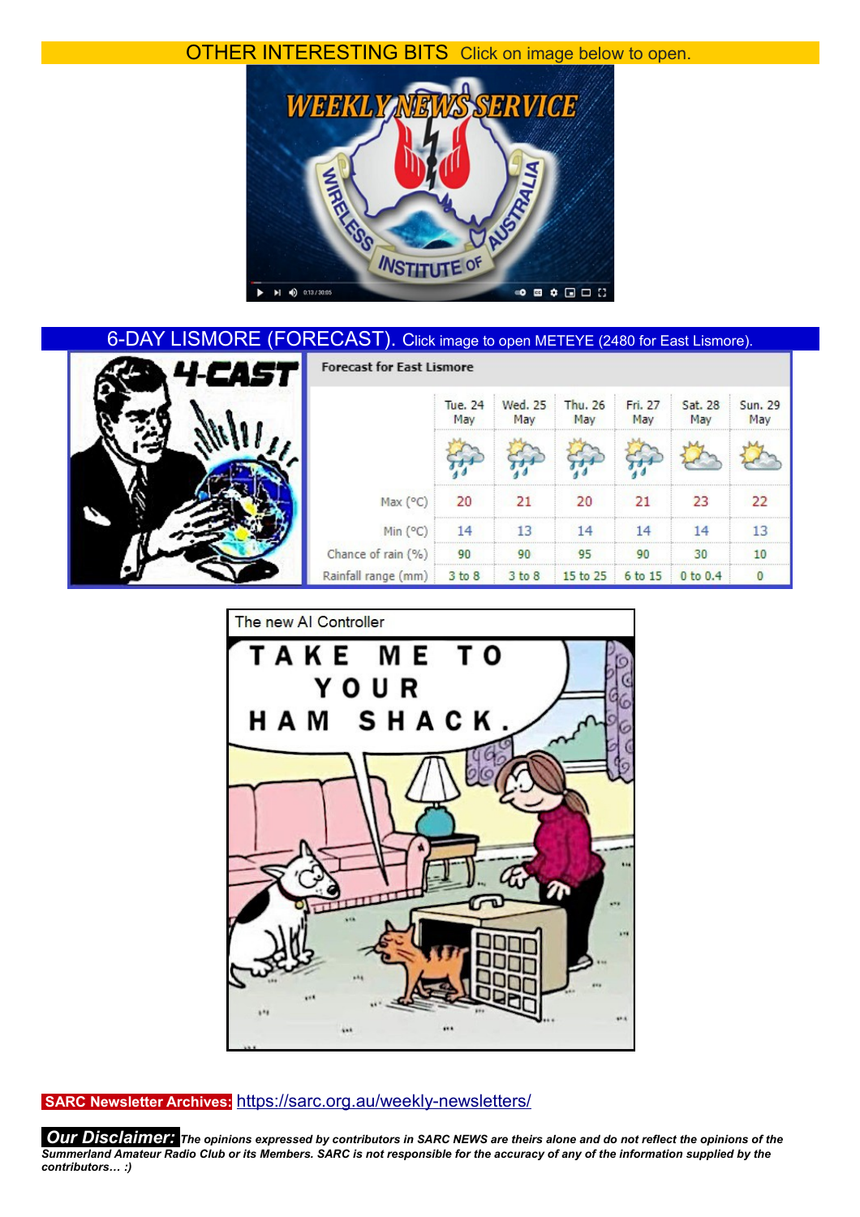## OTHER INTERESTING BITS Click on image below to open.

## 6-DAY LISMORE (FORECAST). Click image to open METEYE (2480 for East Lismore).

**Forecast for East Lismore**

| | Tue. 24 May | Wed. 25 May | Thu. 26 May | Fri. 27 May | Sat. 28 May | Sun. 29 May |
|---|---|---|---|---|---|---|
| Max (°C) | 20 | 21 | 20 | 21 | 23 | 22 |
| Min (°C) | 14 | 13 | 14 | 14 | 14 | 13 |
| Chance of rain (%) | 90 | 90 | 95 | 90 | 30 | 10 |
| Rainfall range (mm) | 3 to 8 | 3 to 8 | 15 to 25 | 6 to 15 | 0 to 0.4 | 0 |

The new AI Controller

**SARC Newsletter Archives:** https://sarc.org.au/weekly-newsletters/

***Our Disclaimer:*** ***The opinions expressed by contributors in SARC NEWS are theirs alone and do not reflect the opinions of the Summerland Amateur Radio Club or its Members. SARC is not responsible for the accuracy of any of the information supplied by the contributors… :)***